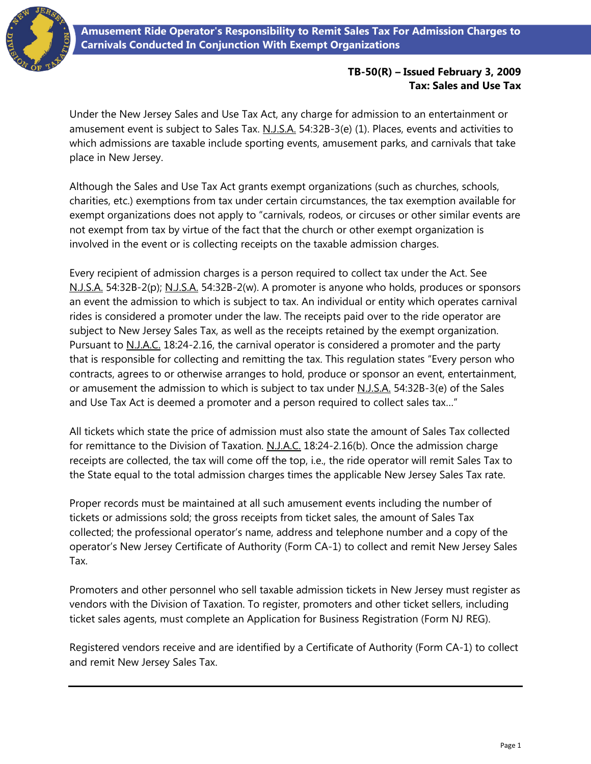# Amusement Ride Operator's Responsibility to Remit Sales Tax For Admission Charges to Carnivals Conducted In Conjunction With Exempt Organizations

**TB-50(R) – Issued February 3, 2009**
**Tax: Sales and Use Tax**

Under the New Jersey Sales and Use Tax Act, any charge for admission to an entertainment or amusement event is subject to Sales Tax. N.J.S.A. 54:32B-3(e) (1). Places, events and activities to which admissions are taxable include sporting events, amusement parks, and carnivals that take place in New Jersey.

Although the Sales and Use Tax Act grants exempt organizations (such as churches, schools, charities, etc.) exemptions from tax under certain circumstances, the tax exemption available for exempt organizations does not apply to "carnivals, rodeos, or circuses or other similar events are not exempt from tax by virtue of the fact that the church or other exempt organization is involved in the event or is collecting receipts on the taxable admission charges.

Every recipient of admission charges is a person required to collect tax under the Act. See N.J.S.A. 54:32B-2(p); N.J.S.A. 54:32B-2(w). A promoter is anyone who holds, produces or sponsors an event the admission to which is subject to tax. An individual or entity which operates carnival rides is considered a promoter under the law. The receipts paid over to the ride operator are subject to New Jersey Sales Tax, as well as the receipts retained by the exempt organization. Pursuant to N.J.A.C. 18:24-2.16, the carnival operator is considered a promoter and the party that is responsible for collecting and remitting the tax. This regulation states "Every person who contracts, agrees to or otherwise arranges to hold, produce or sponsor an event, entertainment, or amusement the admission to which is subject to tax under N.J.S.A. 54:32B-3(e) of the Sales and Use Tax Act is deemed a promoter and a person required to collect sales tax…"

All tickets which state the price of admission must also state the amount of Sales Tax collected for remittance to the Division of Taxation. N.J.A.C. 18:24-2.16(b). Once the admission charge receipts are collected, the tax will come off the top, i.e., the ride operator will remit Sales Tax to the State equal to the total admission charges times the applicable New Jersey Sales Tax rate.

Proper records must be maintained at all such amusement events including the number of tickets or admissions sold; the gross receipts from ticket sales, the amount of Sales Tax collected; the professional operator's name, address and telephone number and a copy of the operator's New Jersey Certificate of Authority (Form CA-1) to collect and remit New Jersey Sales Tax.

Promoters and other personnel who sell taxable admission tickets in New Jersey must register as vendors with the Division of Taxation. To register, promoters and other ticket sellers, including ticket sales agents, must complete an Application for Business Registration (Form NJ REG).

Registered vendors receive and are identified by a Certificate of Authority (Form CA-1) to collect and remit New Jersey Sales Tax.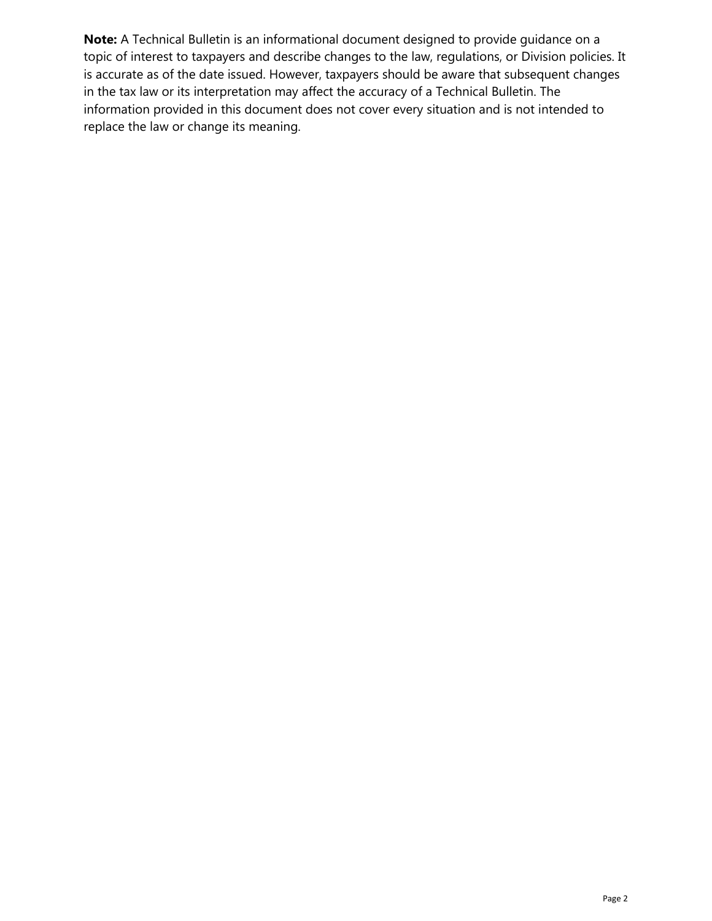**Note:** A Technical Bulletin is an informational document designed to provide guidance on a topic of interest to taxpayers and describe changes to the law, regulations, or Division policies. It is accurate as of the date issued. However, taxpayers should be aware that subsequent changes in the tax law or its interpretation may affect the accuracy of a Technical Bulletin. The information provided in this document does not cover every situation and is not intended to replace the law or change its meaning.